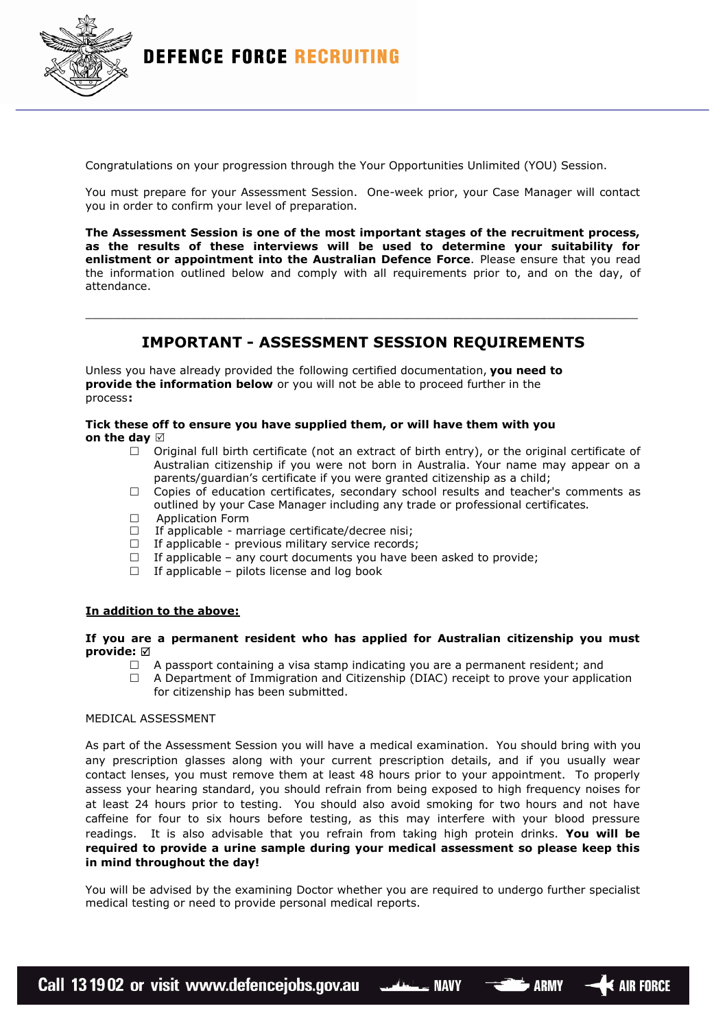# DEFENCE FORCE RECRUITING

Congratulations on your progression through the Your Opportunities Unlimited (YOU) Session.

You must prepare for your Assessment Session. One-week prior, your Case Manager will contact you in order to confirm your level of preparation.

**The Assessment Session is one of the most important stages of the recruitment process, as the results of these interviews will be used to determine your suitability for enlistment or appointment into the Australian Defence Force**. Please ensure that you read the information outlined below and comply with all requirements prior to, and on the day, of attendance.

---

## IMPORTANT - ASSESSMENT SESSION REQUIREMENTS

Unless you have already provided the following certified documentation, **you need to provide the information below** or you will not be able to proceed further in the process**:**

**Tick these off to ensure you have supplied them, or will have them with you on the day** ☑

- ☐ Original full birth certificate (not an extract of birth entry), or the original certificate of Australian citizenship if you were not born in Australia. Your name may appear on a parents/guardian's certificate if you were granted citizenship as a child;
- ☐ Copies of education certificates, secondary school results and teacher's comments as outlined by your Case Manager including any trade or professional certificates.
- ☐ Application Form
- ☐ If applicable - marriage certificate/decree nisi;
- ☐ If applicable - previous military service records;
- ☐ If applicable – any court documents you have been asked to provide;
- ☐ If applicable – pilots license and log book

**<u>In addition to the above:</u>**

**If you are a permanent resident who has applied for Australian citizenship you must provide:** ☑

- ☐ A passport containing a visa stamp indicating you are a permanent resident; and
- ☐ A Department of Immigration and Citizenship (DIAC) receipt to prove your application for citizenship has been submitted.

MEDICAL ASSESSMENT

As part of the Assessment Session you will have a medical examination. You should bring with you any prescription glasses along with your current prescription details, and if you usually wear contact lenses, you must remove them at least 48 hours prior to your appointment. To properly assess your hearing standard, you should refrain from being exposed to high frequency noises for at least 24 hours prior to testing. You should also avoid smoking for two hours and not have caffeine for four to six hours before testing, as this may interfere with your blood pressure readings. It is also advisable that you refrain from taking high protein drinks. **You will be required to provide a urine sample during your medical assessment so please keep this in mind throughout the day!**

You will be advised by the examining Doctor whether you are required to undergo further specialist medical testing or need to provide personal medical reports.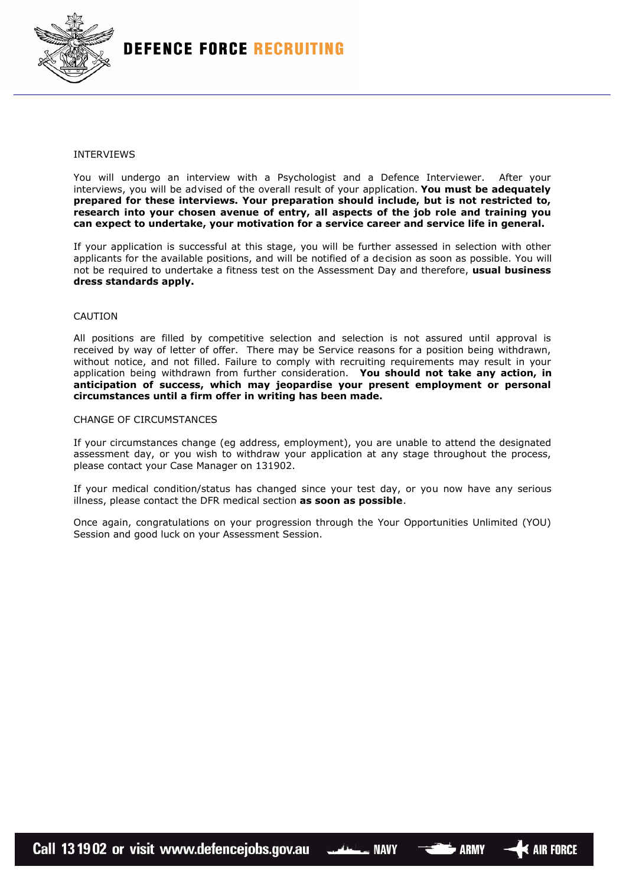## INTERVIEWS

You will undergo an interview with a Psychologist and a Defence Interviewer. After your interviews, you will be advised of the overall result of your application. **You must be adequately prepared for these interviews. Your preparation should include, but is not restricted to, research into your chosen avenue of entry, all aspects of the job role and training you can expect to undertake, your motivation for a service career and service life in general.**

If your application is successful at this stage, you will be further assessed in selection with other applicants for the available positions, and will be notified of a decision as soon as possible. You will not be required to undertake a fitness test on the Assessment Day and therefore, **usual business dress standards apply.**

## CAUTION

All positions are filled by competitive selection and selection is not assured until approval is received by way of letter of offer. There may be Service reasons for a position being withdrawn, without notice, and not filled. Failure to comply with recruiting requirements may result in your application being withdrawn from further consideration. **You should not take any action, in anticipation of success, which may jeopardise your present employment or personal circumstances until a firm offer in writing has been made.**

## CHANGE OF CIRCUMSTANCES

If your circumstances change (eg address, employment), you are unable to attend the designated assessment day, or you wish to withdraw your application at any stage throughout the process, please contact your Case Manager on 131902.

If your medical condition/status has changed since your test day, or you now have any serious illness, please contact the DFR medical section **as soon as possible**.

Once again, congratulations on your progression through the Your Opportunities Unlimited (YOU) Session and good luck on your Assessment Session.